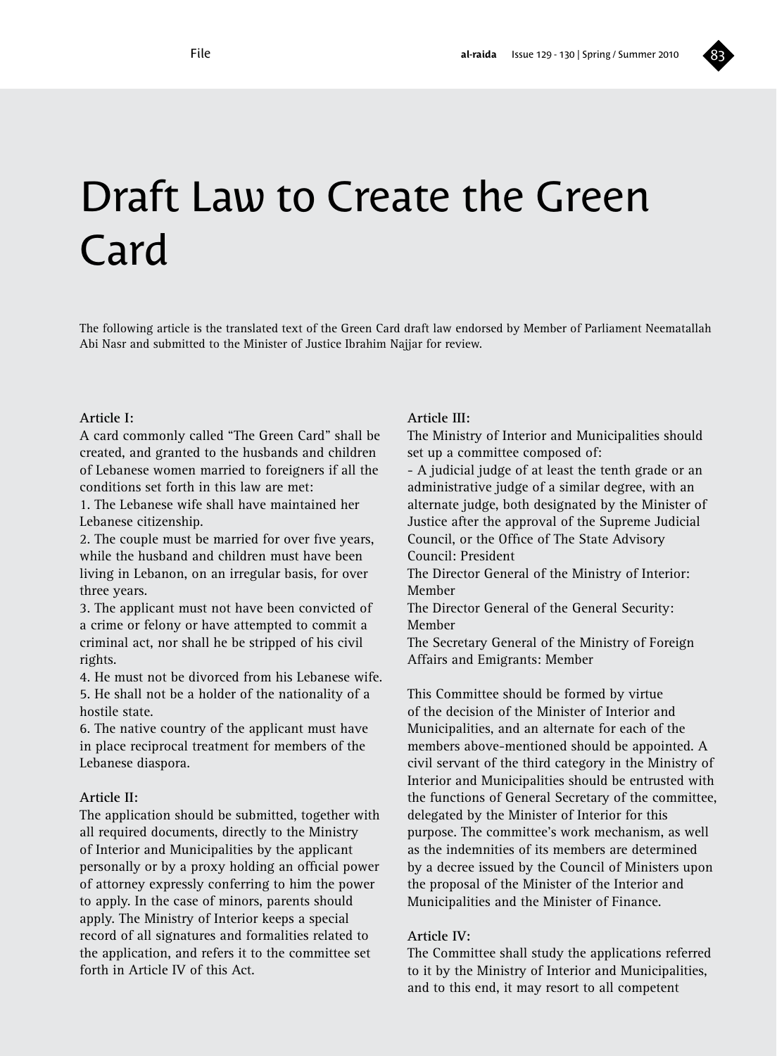# Draft Law to Create the Green Card

The following article is the translated text of the Green Card draft law endorsed by Member of Parliament Neematallah Abi Nasr and submitted to the Minister of Justice Ibrahim Najjar for review.

**Article I:**

A card commonly called "The Green Card" shall be created, and granted to the husbands and children of Lebanese women married to foreigners if all the conditions set forth in this law are met:

1. The Lebanese wife shall have maintained her Lebanese citizenship.
2. The couple must be married for over five years, while the husband and children must have been living in Lebanon, on an irregular basis, for over three years.
3. The applicant must not have been convicted of a crime or felony or have attempted to commit a criminal act, nor shall he be stripped of his civil rights.
4. He must not be divorced from his Lebanese wife.
5. He shall not be a holder of the nationality of a hostile state.
6. The native country of the applicant must have in place reciprocal treatment for members of the Lebanese diaspora.

**Article II:**

The application should be submitted, together with all required documents, directly to the Ministry of Interior and Municipalities by the applicant personally or by a proxy holding an official power of attorney expressly conferring to him the power to apply. In the case of minors, parents should apply. The Ministry of Interior keeps a special record of all signatures and formalities related to the application, and refers it to the committee set forth in Article IV of this Act.

**Article III:**

The Ministry of Interior and Municipalities should set up a committee composed of:

- A judicial judge of at least the tenth grade or an administrative judge of a similar degree, with an alternate judge, both designated by the Minister of Justice after the approval of the Supreme Judicial Council, or the Office of The State Advisory Council: President

The Director General of the Ministry of Interior: Member

The Director General of the General Security: Member

The Secretary General of the Ministry of Foreign Affairs and Emigrants: Member

This Committee should be formed by virtue of the decision of the Minister of Interior and Municipalities, and an alternate for each of the members above-mentioned should be appointed. A civil servant of the third category in the Ministry of Interior and Municipalities should be entrusted with the functions of General Secretary of the committee, delegated by the Minister of Interior for this purpose. The committee's work mechanism, as well as the indemnities of its members are determined by a decree issued by the Council of Ministers upon the proposal of the Minister of the Interior and Municipalities and the Minister of Finance.

**Article IV:**

The Committee shall study the applications referred to it by the Ministry of Interior and Municipalities, and to this end, it may resort to all competent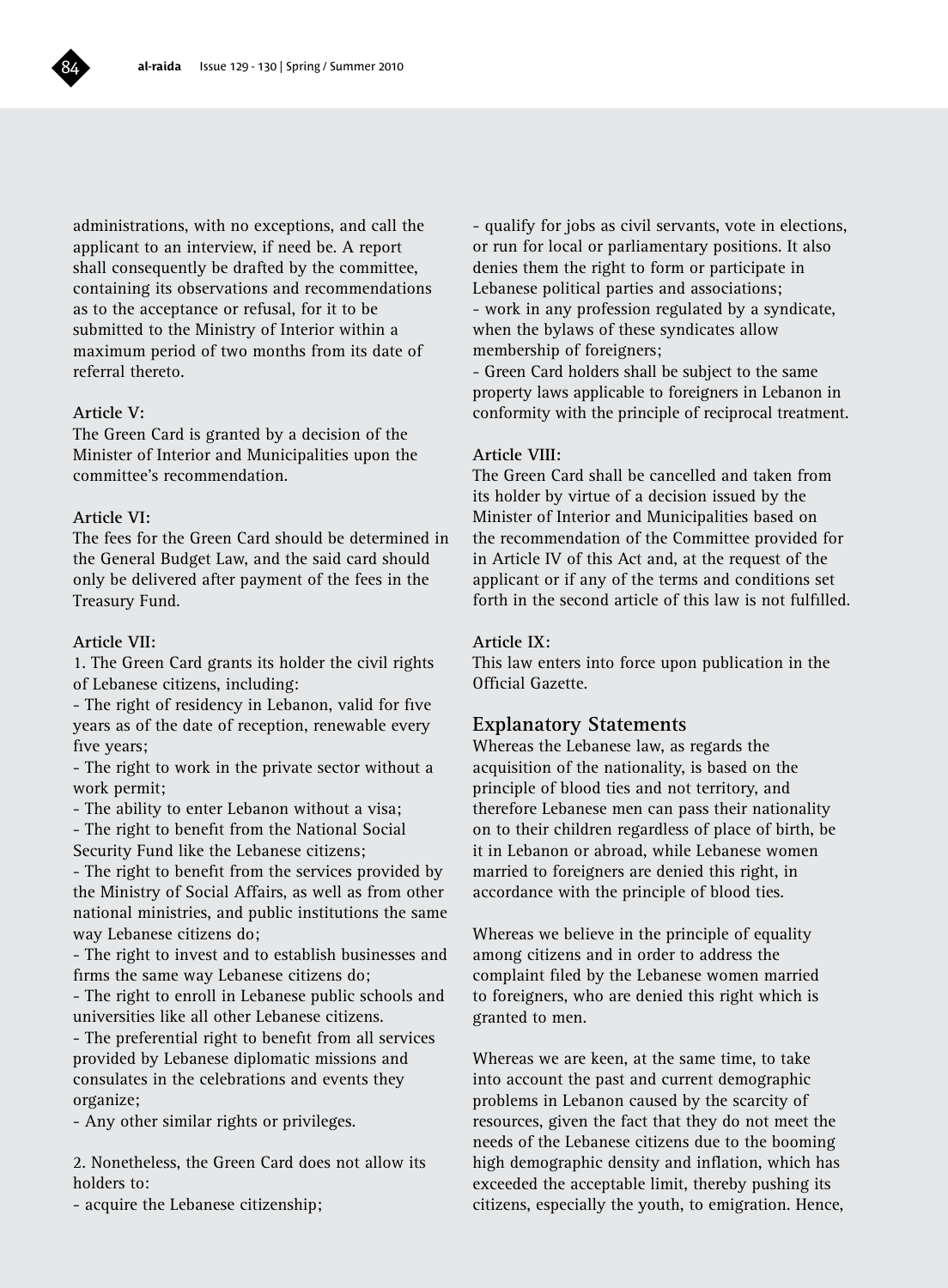administrations, with no exceptions, and call the applicant to an interview, if need be. A report shall consequently be drafted by the committee, containing its observations and recommendations as to the acceptance or refusal, for it to be submitted to the Ministry of Interior within a maximum period of two months from its date of referral thereto.

**Article V:**
The Green Card is granted by a decision of the Minister of Interior and Municipalities upon the committee's recommendation.

**Article VI:**
The fees for the Green Card should be determined in the General Budget Law, and the said card should only be delivered after payment of the fees in the Treasury Fund.

**Article VII:**
1. The Green Card grants its holder the civil rights of Lebanese citizens, including:
- The right of residency in Lebanon, valid for five years as of the date of reception, renewable every five years;
- The right to work in the private sector without a work permit;
- The ability to enter Lebanon without a visa;
- The right to benefit from the National Social Security Fund like the Lebanese citizens;
- The right to benefit from the services provided by the Ministry of Social Affairs, as well as from other national ministries, and public institutions the same way Lebanese citizens do;
- The right to invest and to establish businesses and firms the same way Lebanese citizens do;
- The right to enroll in Lebanese public schools and universities like all other Lebanese citizens.
- The preferential right to benefit from all services provided by Lebanese diplomatic missions and consulates in the celebrations and events they organize;
- Any other similar rights or privileges.

2. Nonetheless, the Green Card does not allow its holders to:
- acquire the Lebanese citizenship;
- qualify for jobs as civil servants, vote in elections, or run for local or parliamentary positions. It also denies them the right to form or participate in Lebanese political parties and associations;
- work in any profession regulated by a syndicate, when the bylaws of these syndicates allow membership of foreigners;
- Green Card holders shall be subject to the same property laws applicable to foreigners in Lebanon in conformity with the principle of reciprocal treatment.

**Article VIII:**
The Green Card shall be cancelled and taken from its holder by virtue of a decision issued by the Minister of Interior and Municipalities based on the recommendation of the Committee provided for in Article IV of this Act and, at the request of the applicant or if any of the terms and conditions set forth in the second article of this law is not fulfilled.

**Article IX:**
This law enters into force upon publication in the Official Gazette.

## Explanatory Statements

Whereas the Lebanese law, as regards the acquisition of the nationality, is based on the principle of blood ties and not territory, and therefore Lebanese men can pass their nationality on to their children regardless of place of birth, be it in Lebanon or abroad, while Lebanese women married to foreigners are denied this right, in accordance with the principle of blood ties.

Whereas we believe in the principle of equality among citizens and in order to address the complaint filed by the Lebanese women married to foreigners, who are denied this right which is granted to men.

Whereas we are keen, at the same time, to take into account the past and current demographic problems in Lebanon caused by the scarcity of resources, given the fact that they do not meet the needs of the Lebanese citizens due to the booming high demographic density and inflation, which has exceeded the acceptable limit, thereby pushing its citizens, especially the youth, to emigration. Hence,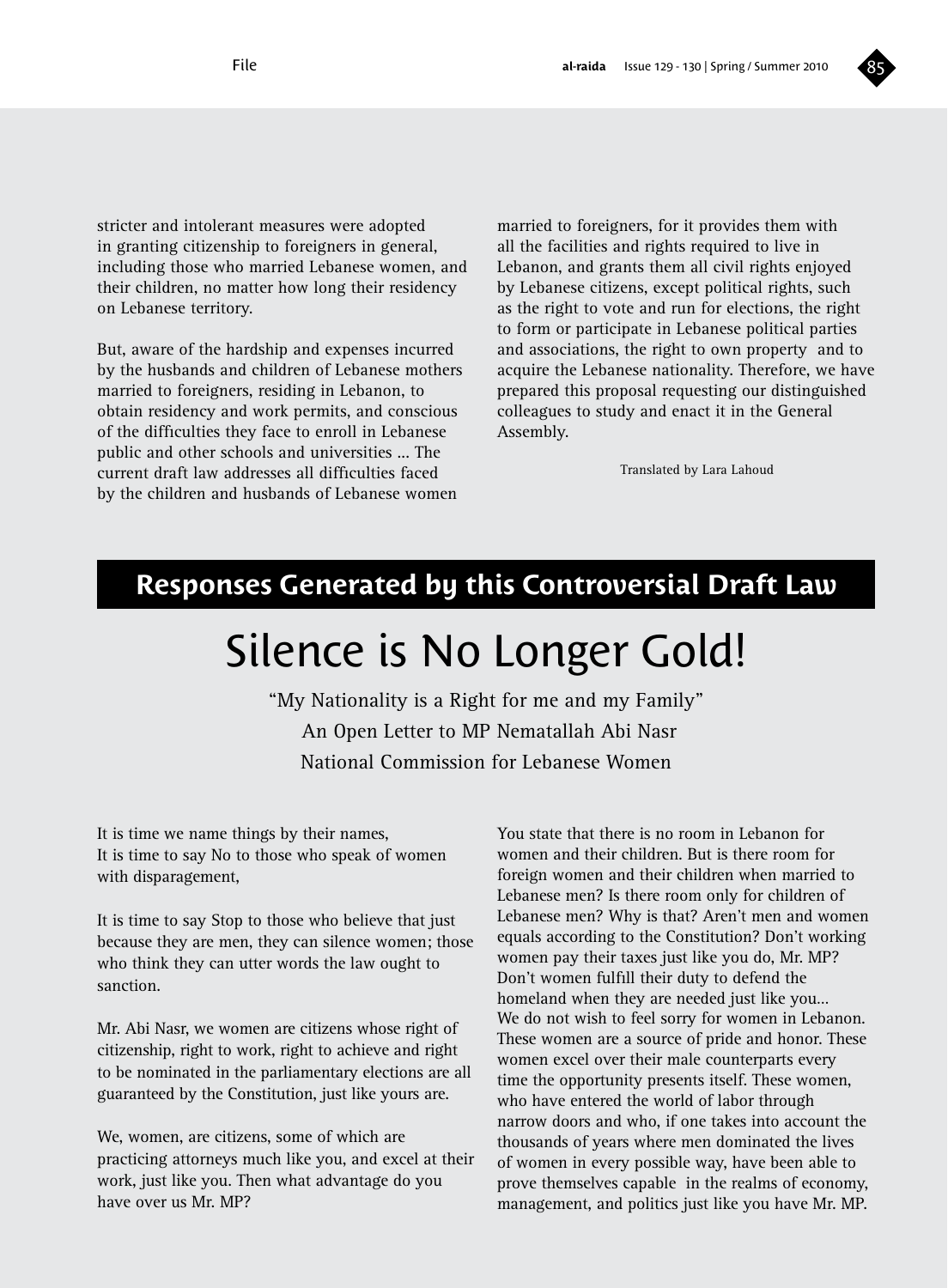stricter and intolerant measures were adopted in granting citizenship to foreigners in general, including those who married Lebanese women, and their children, no matter how long their residency on Lebanese territory.

But, aware of the hardship and expenses incurred by the husbands and children of Lebanese mothers married to foreigners, residing in Lebanon, to obtain residency and work permits, and conscious of the difficulties they face to enroll in Lebanese public and other schools and universities ... The current draft law addresses all difficulties faced by the children and husbands of Lebanese women married to foreigners, for it provides them with all the facilities and rights required to live in Lebanon, and grants them all civil rights enjoyed by Lebanese citizens, except political rights, such as the right to vote and run for elections, the right to form or participate in Lebanese political parties and associations, the right to own property and to acquire the Lebanese nationality. Therefore, we have prepared this proposal requesting our distinguished colleagues to study and enact it in the General Assembly.

Translated by Lara Lahoud

## Responses Generated by this Controversial Draft Law

# Silence is No Longer Gold!

"My Nationality is a Right for me and my Family"
An Open Letter to MP Nematallah Abi Nasr
National Commission for Lebanese Women

It is time we name things by their names,
It is time to say No to those who speak of women with disparagement,

It is time to say Stop to those who believe that just because they are men, they can silence women; those who think they can utter words the law ought to sanction.

Mr. Abi Nasr, we women are citizens whose right of citizenship, right to work, right to achieve and right to be nominated in the parliamentary elections are all guaranteed by the Constitution, just like yours are.

We, women, are citizens, some of which are practicing attorneys much like you, and excel at their work, just like you. Then what advantage do you have over us Mr. MP?

You state that there is no room in Lebanon for women and their children. But is there room for foreign women and their children when married to Lebanese men? Is there room only for children of Lebanese men? Why is that? Aren't men and women equals according to the Constitution? Don't working women pay their taxes just like you do, Mr. MP? Don't women fulfill their duty to defend the homeland when they are needed just like you...
We do not wish to feel sorry for women in Lebanon. These women are a source of pride and honor. These women excel over their male counterparts every time the opportunity presents itself. These women, who have entered the world of labor through narrow doors and who, if one takes into account the thousands of years where men dominated the lives of women in every possible way, have been able to prove themselves capable in the realms of economy, management, and politics just like you have Mr. MP.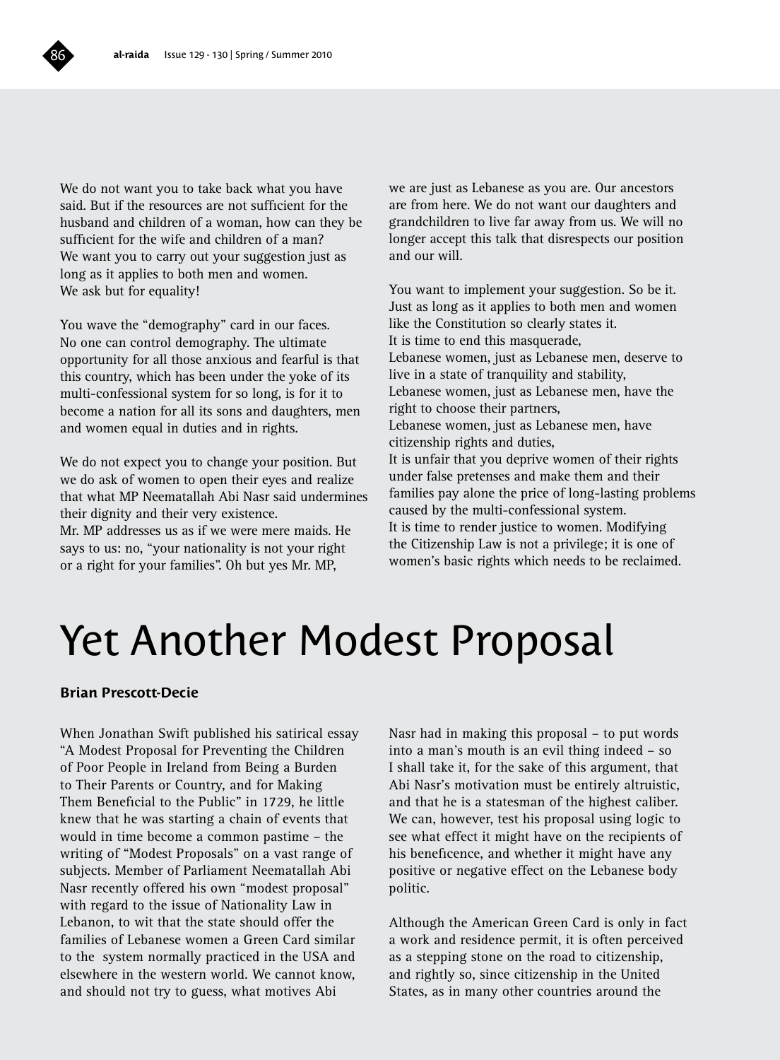We do not want you to take back what you have said. But if the resources are not sufficient for the husband and children of a woman, how can they be sufficient for the wife and children of a man?
We want you to carry out your suggestion just as long as it applies to both men and women.
We ask but for equality!

You wave the "demography" card in our faces. No one can control demography. The ultimate opportunity for all those anxious and fearful is that this country, which has been under the yoke of its multi-confessional system for so long, is for it to become a nation for all its sons and daughters, men and women equal in duties and in rights.

We do not expect you to change your position. But we do ask of women to open their eyes and realize that what MP Neematallah Abi Nasr said undermines their dignity and their very existence.
Mr. MP addresses us as if we were mere maids. He says to us: no, "your nationality is not your right or a right for your families". Oh but yes Mr. MP, we are just as Lebanese as you are. Our ancestors are from here. We do not want our daughters and grandchildren to live far away from us. We will no longer accept this talk that disrespects our position and our will.

You want to implement your suggestion. So be it. Just as long as it applies to both men and women like the Constitution so clearly states it.
It is time to end this masquerade,
Lebanese women, just as Lebanese men, deserve to live in a state of tranquility and stability,
Lebanese women, just as Lebanese men, have the right to choose their partners,
Lebanese women, just as Lebanese men, have citizenship rights and duties,
It is unfair that you deprive women of their rights under false pretenses and make them and their families pay alone the price of long-lasting problems caused by the multi-confessional system.
It is time to render justice to women. Modifying the Citizenship Law is not a privilege; it is one of women's basic rights which needs to be reclaimed.

# Yet Another Modest Proposal

**Brian Prescott-Decie**

When Jonathan Swift published his satirical essay "A Modest Proposal for Preventing the Children of Poor People in Ireland from Being a Burden to Their Parents or Country, and for Making Them Beneficial to the Public" in 1729, he little knew that he was starting a chain of events that would in time become a common pastime – the writing of "Modest Proposals" on a vast range of subjects. Member of Parliament Neematallah Abi Nasr recently offered his own "modest proposal" with regard to the issue of Nationality Law in Lebanon, to wit that the state should offer the families of Lebanese women a Green Card similar to the system normally practiced in the USA and elsewhere in the western world. We cannot know, and should not try to guess, what motives Abi Nasr had in making this proposal – to put words into a man's mouth is an evil thing indeed – so I shall take it, for the sake of this argument, that Abi Nasr's motivation must be entirely altruistic, and that he is a statesman of the highest caliber. We can, however, test his proposal using logic to see what effect it might have on the recipients of his beneficence, and whether it might have any positive or negative effect on the Lebanese body politic.

Although the American Green Card is only in fact a work and residence permit, it is often perceived as a stepping stone on the road to citizenship, and rightly so, since citizenship in the United States, as in many other countries around the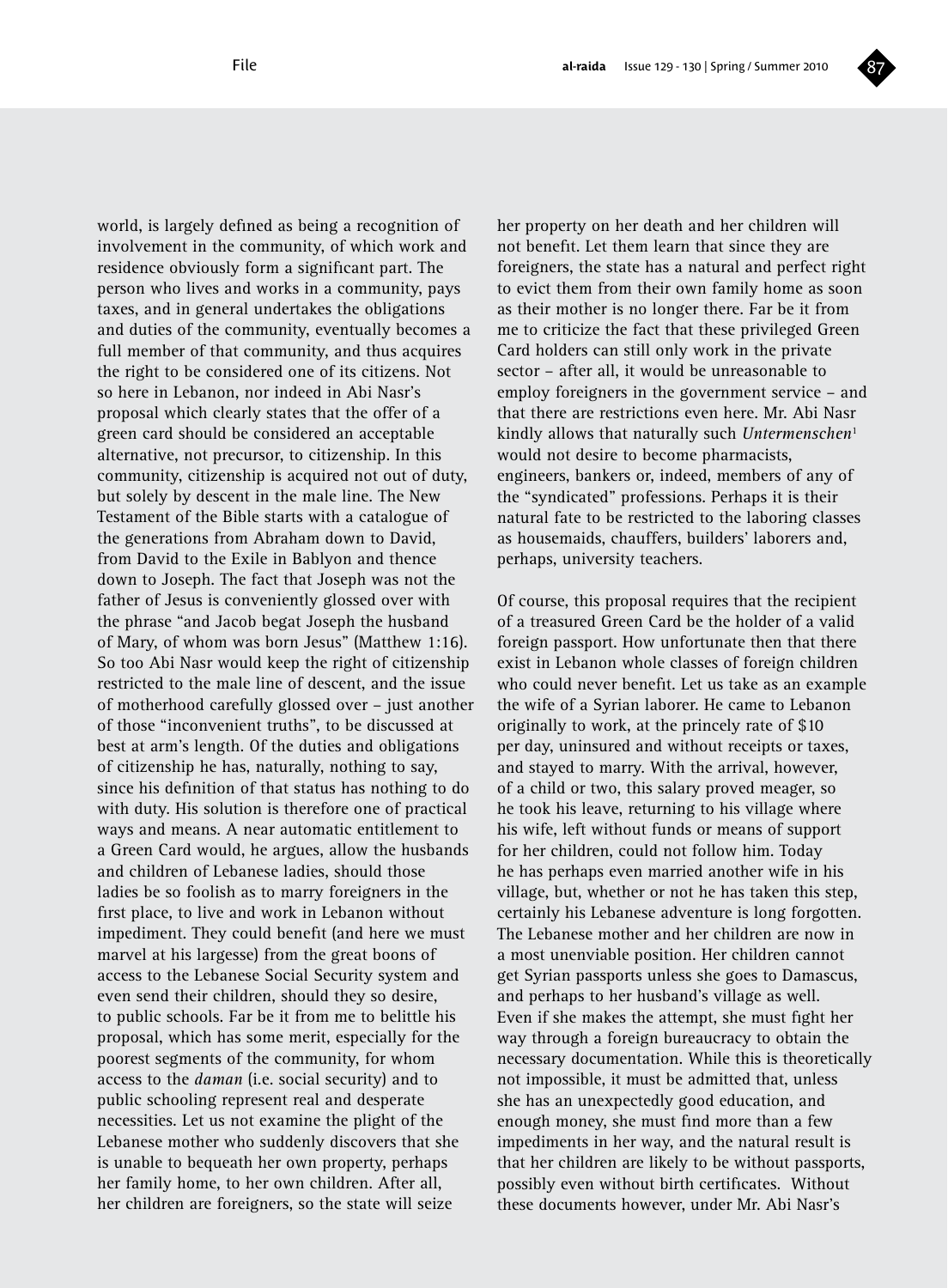world, is largely defined as being a recognition of involvement in the community, of which work and residence obviously form a significant part. The person who lives and works in a community, pays taxes, and in general undertakes the obligations and duties of the community, eventually becomes a full member of that community, and thus acquires the right to be considered one of its citizens. Not so here in Lebanon, nor indeed in Abi Nasr's proposal which clearly states that the offer of a green card should be considered an acceptable alternative, not precursor, to citizenship. In this community, citizenship is acquired not out of duty, but solely by descent in the male line. The New Testament of the Bible starts with a catalogue of the generations from Abraham down to David, from David to the Exile in Bablyon and thence down to Joseph. The fact that Joseph was not the father of Jesus is conveniently glossed over with the phrase "and Jacob begat Joseph the husband of Mary, of whom was born Jesus" (Matthew 1:16). So too Abi Nasr would keep the right of citizenship restricted to the male line of descent, and the issue of motherhood carefully glossed over – just another of those "inconvenient truths", to be discussed at best at arm's length. Of the duties and obligations of citizenship he has, naturally, nothing to say, since his definition of that status has nothing to do with duty. His solution is therefore one of practical ways and means. A near automatic entitlement to a Green Card would, he argues, allow the husbands and children of Lebanese ladies, should those ladies be so foolish as to marry foreigners in the first place, to live and work in Lebanon without impediment. They could benefit (and here we must marvel at his largesse) from the great boons of access to the Lebanese Social Security system and even send their children, should they so desire, to public schools. Far be it from me to belittle his proposal, which has some merit, especially for the poorest segments of the community, for whom access to the *daman* (i.e. social security) and to public schooling represent real and desperate necessities. Let us not examine the plight of the Lebanese mother who suddenly discovers that she is unable to bequeath her own property, perhaps her family home, to her own children. After all, her children are foreigners, so the state will seize her property on her death and her children will not benefit. Let them learn that since they are foreigners, the state has a natural and perfect right to evict them from their own family home as soon as their mother is no longer there. Far be it from me to criticize the fact that these privileged Green Card holders can still only work in the private sector – after all, it would be unreasonable to employ foreigners in the government service – and that there are restrictions even here. Mr. Abi Nasr kindly allows that naturally such *Untermenschen*[1] would not desire to become pharmacists, engineers, bankers or, indeed, members of any of the "syndicated" professions. Perhaps it is their natural fate to be restricted to the laboring classes as housemaids, chauffers, builders' laborers and, perhaps, university teachers.

Of course, this proposal requires that the recipient of a treasured Green Card be the holder of a valid foreign passport. How unfortunate then that there exist in Lebanon whole classes of foreign children who could never benefit. Let us take as an example the wife of a Syrian laborer. He came to Lebanon originally to work, at the princely rate of $10 per day, uninsured and without receipts or taxes, and stayed to marry. With the arrival, however, of a child or two, this salary proved meager, so he took his leave, returning to his village where his wife, left without funds or means of support for her children, could not follow him. Today he has perhaps even married another wife in his village, but, whether or not he has taken this step, certainly his Lebanese adventure is long forgotten. The Lebanese mother and her children are now in a most unenviable position. Her children cannot get Syrian passports unless she goes to Damascus, and perhaps to her husband's village as well. Even if she makes the attempt, she must fight her way through a foreign bureaucracy to obtain the necessary documentation. While this is theoretically not impossible, it must be admitted that, unless she has an unexpectedly good education, and enough money, she must find more than a few impediments in her way, and the natural result is that her children are likely to be without passports, possibly even without birth certificates. Without these documents however, under Mr. Abi Nasr's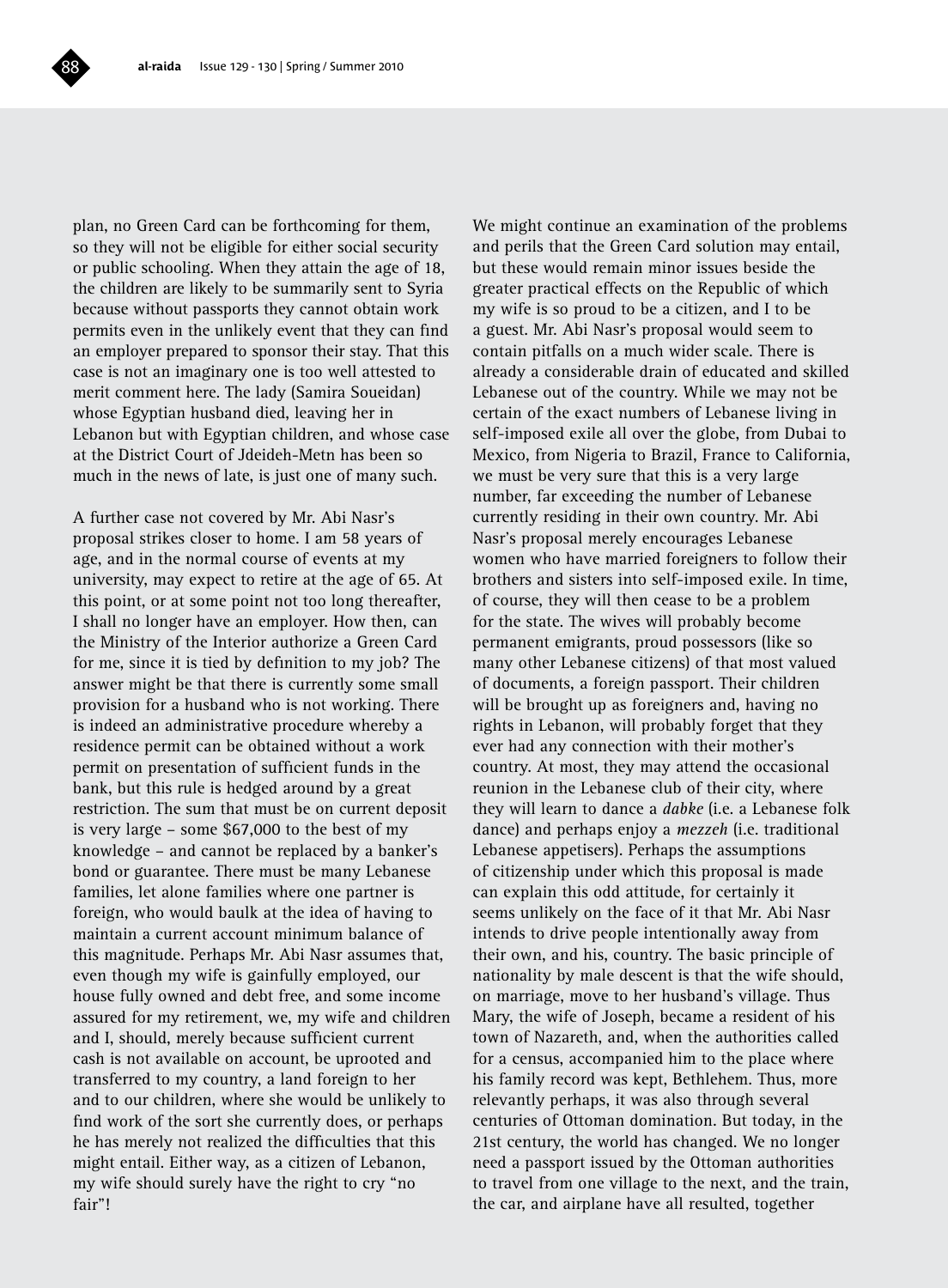plan, no Green Card can be forthcoming for them, so they will not be eligible for either social security or public schooling. When they attain the age of 18, the children are likely to be summarily sent to Syria because without passports they cannot obtain work permits even in the unlikely event that they can find an employer prepared to sponsor their stay. That this case is not an imaginary one is too well attested to merit comment here. The lady (Samira Soueidan) whose Egyptian husband died, leaving her in Lebanon but with Egyptian children, and whose case at the District Court of Jdeideh-Metn has been so much in the news of late, is just one of many such.

A further case not covered by Mr. Abi Nasr's proposal strikes closer to home. I am 58 years of age, and in the normal course of events at my university, may expect to retire at the age of 65. At this point, or at some point not too long thereafter, I shall no longer have an employer. How then, can the Ministry of the Interior authorize a Green Card for me, since it is tied by definition to my job? The answer might be that there is currently some small provision for a husband who is not working. There is indeed an administrative procedure whereby a residence permit can be obtained without a work permit on presentation of sufficient funds in the bank, but this rule is hedged around by a great restriction. The sum that must be on current deposit is very large – some $67,000 to the best of my knowledge – and cannot be replaced by a banker's bond or guarantee. There must be many Lebanese families, let alone families where one partner is foreign, who would baulk at the idea of having to maintain a current account minimum balance of this magnitude. Perhaps Mr. Abi Nasr assumes that, even though my wife is gainfully employed, our house fully owned and debt free, and some income assured for my retirement, we, my wife and children and I, should, merely because sufficient current cash is not available on account, be uprooted and transferred to my country, a land foreign to her and to our children, where she would be unlikely to find work of the sort she currently does, or perhaps he has merely not realized the difficulties that this might entail. Either way, as a citizen of Lebanon, my wife should surely have the right to cry "no fair"!

We might continue an examination of the problems and perils that the Green Card solution may entail, but these would remain minor issues beside the greater practical effects on the Republic of which my wife is so proud to be a citizen, and I to be a guest. Mr. Abi Nasr's proposal would seem to contain pitfalls on a much wider scale. There is already a considerable drain of educated and skilled Lebanese out of the country. While we may not be certain of the exact numbers of Lebanese living in self-imposed exile all over the globe, from Dubai to Mexico, from Nigeria to Brazil, France to California, we must be very sure that this is a very large number, far exceeding the number of Lebanese currently residing in their own country. Mr. Abi Nasr's proposal merely encourages Lebanese women who have married foreigners to follow their brothers and sisters into self-imposed exile. In time, of course, they will then cease to be a problem for the state. The wives will probably become permanent emigrants, proud possessors (like so many other Lebanese citizens) of that most valued of documents, a foreign passport. Their children will be brought up as foreigners and, having no rights in Lebanon, will probably forget that they ever had any connection with their mother's country. At most, they may attend the occasional reunion in the Lebanese club of their city, where they will learn to dance a *dabke* (i.e. a Lebanese folk dance) and perhaps enjoy a *mezzeh* (i.e. traditional Lebanese appetisers). Perhaps the assumptions of citizenship under which this proposal is made can explain this odd attitude, for certainly it seems unlikely on the face of it that Mr. Abi Nasr intends to drive people intentionally away from their own, and his, country. The basic principle of nationality by male descent is that the wife should, on marriage, move to her husband's village. Thus Mary, the wife of Joseph, became a resident of his town of Nazareth, and, when the authorities called for a census, accompanied him to the place where his family record was kept, Bethlehem. Thus, more relevantly perhaps, it was also through several centuries of Ottoman domination. But today, in the 21st century, the world has changed. We no longer need a passport issued by the Ottoman authorities to travel from one village to the next, and the train, the car, and airplane have all resulted, together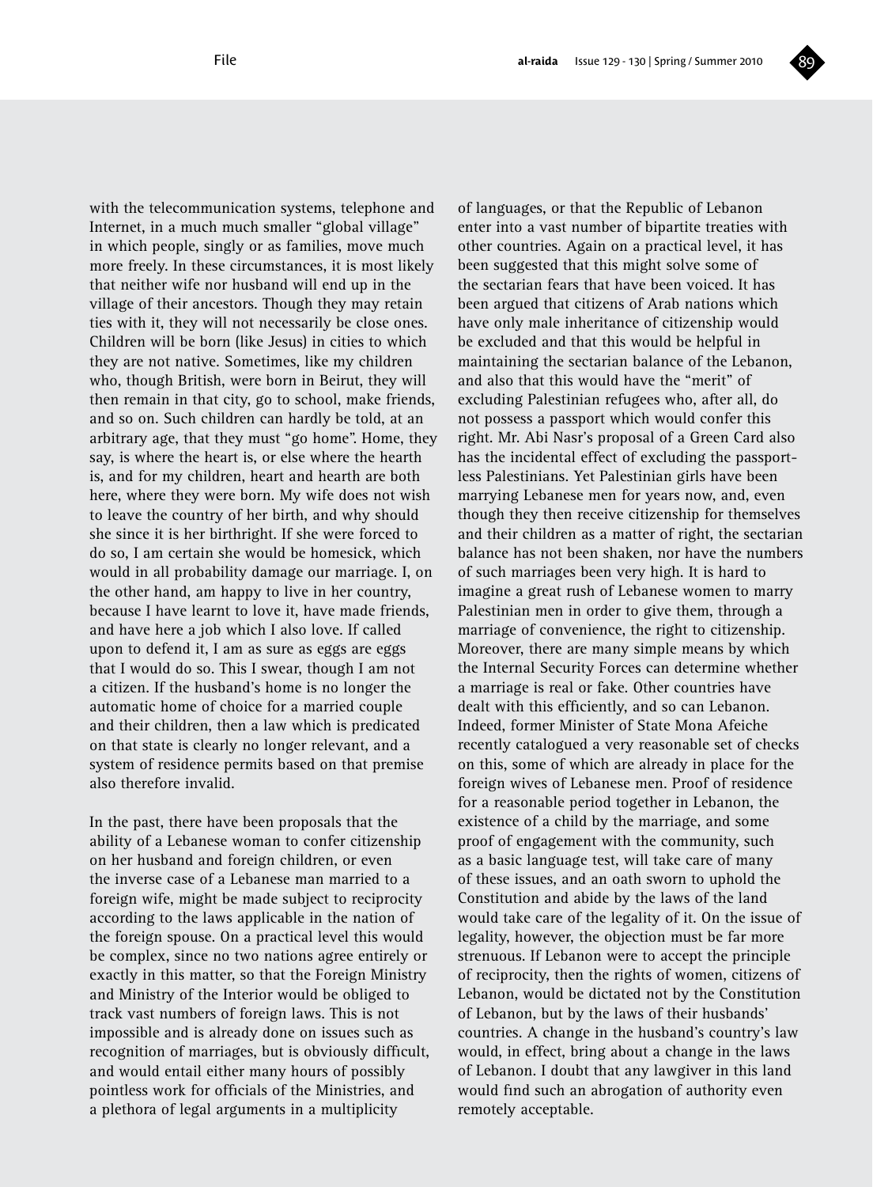with the telecommunication systems, telephone and Internet, in a much much smaller "global village" in which people, singly or as families, move much more freely. In these circumstances, it is most likely that neither wife nor husband will end up in the village of their ancestors. Though they may retain ties with it, they will not necessarily be close ones. Children will be born (like Jesus) in cities to which they are not native. Sometimes, like my children who, though British, were born in Beirut, they will then remain in that city, go to school, make friends, and so on. Such children can hardly be told, at an arbitrary age, that they must "go home". Home, they say, is where the heart is, or else where the hearth is, and for my children, heart and hearth are both here, where they were born. My wife does not wish to leave the country of her birth, and why should she since it is her birthright. If she were forced to do so, I am certain she would be homesick, which would in all probability damage our marriage. I, on the other hand, am happy to live in her country, because I have learnt to love it, have made friends, and have here a job which I also love. If called upon to defend it, I am as sure as eggs are eggs that I would do so. This I swear, though I am not a citizen. If the husband's home is no longer the automatic home of choice for a married couple and their children, then a law which is predicated on that state is clearly no longer relevant, and a system of residence permits based on that premise also therefore invalid.

In the past, there have been proposals that the ability of a Lebanese woman to confer citizenship on her husband and foreign children, or even the inverse case of a Lebanese man married to a foreign wife, might be made subject to reciprocity according to the laws applicable in the nation of the foreign spouse. On a practical level this would be complex, since no two nations agree entirely or exactly in this matter, so that the Foreign Ministry and Ministry of the Interior would be obliged to track vast numbers of foreign laws. This is not impossible and is already done on issues such as recognition of marriages, but is obviously difficult, and would entail either many hours of possibly pointless work for officials of the Ministries, and a plethora of legal arguments in a multiplicity of languages, or that the Republic of Lebanon enter into a vast number of bipartite treaties with other countries. Again on a practical level, it has been suggested that this might solve some of the sectarian fears that have been voiced. It has been argued that citizens of Arab nations which have only male inheritance of citizenship would be excluded and that this would be helpful in maintaining the sectarian balance of the Lebanon, and also that this would have the "merit" of excluding Palestinian refugees who, after all, do not possess a passport which would confer this right. Mr. Abi Nasr's proposal of a Green Card also has the incidental effect of excluding the passport-less Palestinians. Yet Palestinian girls have been marrying Lebanese men for years now, and, even though they then receive citizenship for themselves and their children as a matter of right, the sectarian balance has not been shaken, nor have the numbers of such marriages been very high. It is hard to imagine a great rush of Lebanese women to marry Palestinian men in order to give them, through a marriage of convenience, the right to citizenship. Moreover, there are many simple means by which the Internal Security Forces can determine whether a marriage is real or fake. Other countries have dealt with this efficiently, and so can Lebanon. Indeed, former Minister of State Mona Afeiche recently catalogued a very reasonable set of checks on this, some of which are already in place for the foreign wives of Lebanese men. Proof of residence for a reasonable period together in Lebanon, the existence of a child by the marriage, and some proof of engagement with the community, such as a basic language test, will take care of many of these issues, and an oath sworn to uphold the Constitution and abide by the laws of the land would take care of the legality of it. On the issue of legality, however, the objection must be far more strenuous. If Lebanon were to accept the principle of reciprocity, then the rights of women, citizens of Lebanon, would be dictated not by the Constitution of Lebanon, but by the laws of their husbands' countries. A change in the husband's country's law would, in effect, bring about a change in the laws of Lebanon. I doubt that any lawgiver in this land would find such an abrogation of authority even remotely acceptable.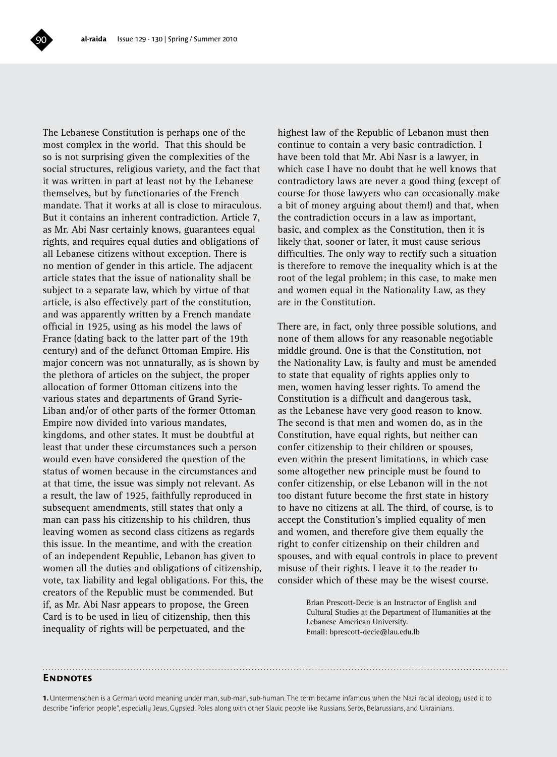The Lebanese Constitution is perhaps one of the most complex in the world. That this should be so is not surprising given the complexities of the social structures, religious variety, and the fact that it was written in part at least not by the Lebanese themselves, but by functionaries of the French mandate. That it works at all is close to miraculous. But it contains an inherent contradiction. Article 7, as Mr. Abi Nasr certainly knows, guarantees equal rights, and requires equal duties and obligations of all Lebanese citizens without exception. There is no mention of gender in this article. The adjacent article states that the issue of nationality shall be subject to a separate law, which by virtue of that article, is also effectively part of the constitution, and was apparently written by a French mandate official in 1925, using as his model the laws of France (dating back to the latter part of the 19th century) and of the defunct Ottoman Empire. His major concern was not unnaturally, as is shown by the plethora of articles on the subject, the proper allocation of former Ottoman citizens into the various states and departments of Grand Syrie-Liban and/or of other parts of the former Ottoman Empire now divided into various mandates, kingdoms, and other states. It must be doubtful at least that under these circumstances such a person would even have considered the question of the status of women because in the circumstances and at that time, the issue was simply not relevant. As a result, the law of 1925, faithfully reproduced in subsequent amendments, still states that only a man can pass his citizenship to his children, thus leaving women as second class citizens as regards this issue. In the meantime, and with the creation of an independent Republic, Lebanon has given to women all the duties and obligations of citizenship, vote, tax liability and legal obligations. For this, the creators of the Republic must be commended. But if, as Mr. Abi Nasr appears to propose, the Green Card is to be used in lieu of citizenship, then this inequality of rights will be perpetuated, and the highest law of the Republic of Lebanon must then continue to contain a very basic contradiction. I have been told that Mr. Abi Nasr is a lawyer, in which case I have no doubt that he well knows that contradictory laws are never a good thing (except of course for those lawyers who can occasionally make a bit of money arguing about them!) and that, when the contradiction occurs in a law as important, basic, and complex as the Constitution, then it is likely that, sooner or later, it must cause serious difficulties. The only way to rectify such a situation is therefore to remove the inequality which is at the root of the legal problem; in this case, to make men and women equal in the Nationality Law, as they are in the Constitution.

There are, in fact, only three possible solutions, and none of them allows for any reasonable negotiable middle ground. One is that the Constitution, not the Nationality Law, is faulty and must be amended to state that equality of rights applies only to men, women having lesser rights. To amend the Constitution is a difficult and dangerous task, as the Lebanese have very good reason to know. The second is that men and women do, as in the Constitution, have equal rights, but neither can confer citizenship to their children or spouses, even within the present limitations, in which case some altogether new principle must be found to confer citizenship, or else Lebanon will in the not too distant future become the first state in history to have no citizens at all. The third, of course, is to accept the Constitution's implied equality of men and women, and therefore give them equally the right to confer citizenship on their children and spouses, and with equal controls in place to prevent misuse of their rights. I leave it to the reader to consider which of these may be the wisest course.

Brian Prescott-Decie is an Instructor of English and Cultural Studies at the Department of Humanities at the Lebanese American University.
Email: bprescott-decie@lau.edu.lb

## Endnotes

**1.** Untermenschen is a German word meaning under man, sub-man, sub-human. The term became infamous when the Nazi racial ideology used it to describe "inferior people", especially Jews, Gypsied, Poles along with other Slavic people like Russians, Serbs, Belarussians, and Ukrainians.